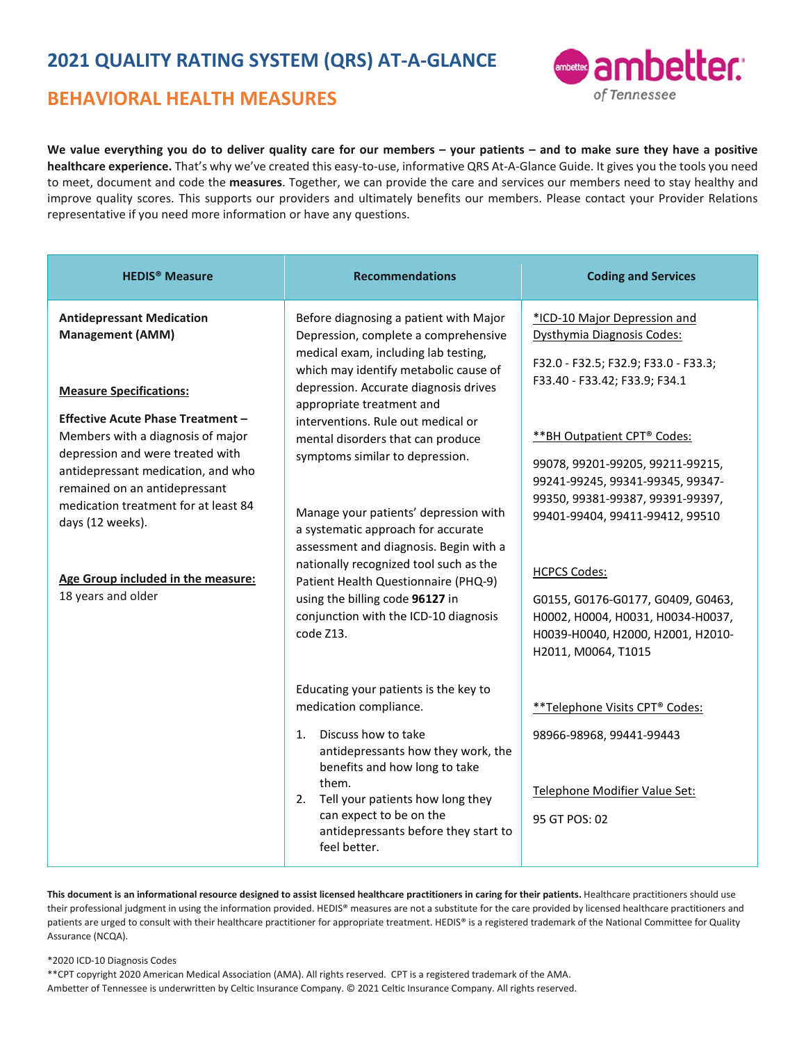# 2021 QUALITY RATING SYSTEM (QRS) AT-A-GLANCE

## BEHAVIORAL HEALTH MEASURES

**We value everything you do to deliver quality care for our members – your patients – and to make sure they have a positive healthcare experience.** That's why we've created this easy-to-use, informative QRS At-A-Glance Guide. It gives you the tools you need to meet, document and code the **measures**. Together, we can provide the care and services our members need to stay healthy and improve quality scores. This supports our providers and ultimately benefits our members. Please contact your Provider Relations representative if you need more information or have any questions.

| HEDIS® Measure | Recommendations | Coding and Services |
|---|---|---|
| **Antidepressant Medication Management (AMM)**<br><br>**Measure Specifications:**<br><br>**Effective Acute Phase Treatment –** Members with a diagnosis of major depression and were treated with antidepressant medication, and who remained on an antidepressant medication treatment for at least 84 days (12 weeks).<br><br>**Age Group included in the measure:**<br>18 years and older | Before diagnosing a patient with Major Depression, complete a comprehensive medical exam, including lab testing, which may identify metabolic cause of depression. Accurate diagnosis drives appropriate treatment and interventions. Rule out medical or mental disorders that can produce symptoms similar to depression.<br><br>Manage your patients' depression with a systematic approach for accurate assessment and diagnosis. Begin with a nationally recognized tool such as the Patient Health Questionnaire (PHQ-9) using the billing code **96127** in conjunction with the ICD-10 diagnosis code Z13.<br><br>Educating your patients is the key to medication compliance.<br>1. Discuss how to take antidepressants how they work, the benefits and how long to take them.<br>2. Tell your patients how long they can expect to be on the antidepressants before they start to feel better. | *ICD-10 Major Depression and Dysthymia Diagnosis Codes:<br><br>F32.0 - F32.5; F32.9; F33.0 - F33.3; F33.40 - F33.42; F33.9; F34.1<br><br>**BH Outpatient CPT® Codes:<br><br>99078, 99201-99205, 99211-99215, 99241-99245, 99341-99345, 99347-99350, 99381-99387, 99391-99397, 99401-99404, 99411-99412, 99510<br><br>HCPCS Codes:<br><br>G0155, G0176-G0177, G0409, G0463, H0002, H0004, H0031, H0034-H0037, H0039-H0040, H2000, H2001, H2010-H2011, M0064, T1015<br><br>**Telephone Visits CPT® Codes:<br><br>98966-98968, 99441-99443<br><br>Telephone Modifier Value Set:<br><br>95 GT POS: 02 |

**This document is an informational resource designed to assist licensed healthcare practitioners in caring for their patients.** Healthcare practitioners should use their professional judgment in using the information provided. HEDIS® measures are not a substitute for the care provided by licensed healthcare practitioners and patients are urged to consult with their healthcare practitioner for appropriate treatment. HEDIS® is a registered trademark of the National Committee for Quality Assurance (NCQA).

*2020 ICD-10 Diagnosis Codes
**CPT copyright 2020 American Medical Association (AMA). All rights reserved. CPT is a registered trademark of the AMA.
Ambetter of Tennessee is underwritten by Celtic Insurance Company. © 2021 Celtic Insurance Company. All rights reserved.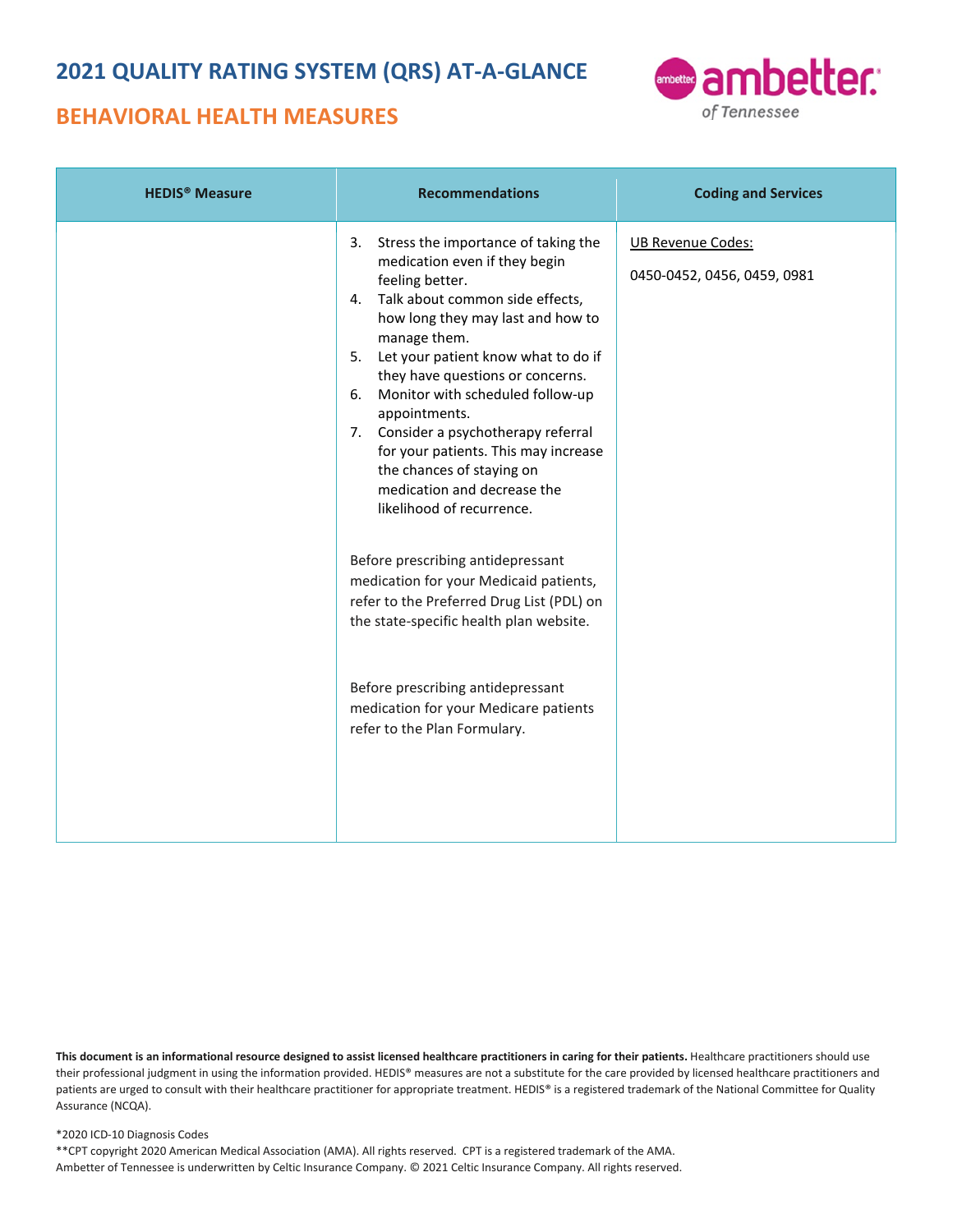## 2021 QUALITY RATING SYSTEM (QRS) AT-A-GLANCE

## BEHAVIORAL HEALTH MEASURES

| HEDIS® Measure | Recommendations | Coding and Services |
|---|---|---|
| | 3. Stress the importance of taking the medication even if they begin feeling better.<br>4. Talk about common side effects, how long they may last and how to manage them.<br>5. Let your patient know what to do if they have questions or concerns.<br>6. Monitor with scheduled follow-up appointments.<br>7. Consider a psychotherapy referral for your patients. This may increase the chances of staying on medication and decrease the likelihood of recurrence.<br><br>Before prescribing antidepressant medication for your Medicaid patients, refer to the Preferred Drug List (PDL) on the state-specific health plan website.<br><br>Before prescribing antidepressant medication for your Medicare patients refer to the Plan Formulary. | UB Revenue Codes:<br><br>0450-0452, 0456, 0459, 0981 |

**This document is an informational resource designed to assist licensed healthcare practitioners in caring for their patients.** Healthcare practitioners should use their professional judgment in using the information provided. HEDIS® measures are not a substitute for the care provided by licensed healthcare practitioners and patients are urged to consult with their healthcare practitioner for appropriate treatment. HEDIS® is a registered trademark of the National Committee for Quality Assurance (NCQA).

*2020 ICD-10 Diagnosis Codes
**CPT copyright 2020 American Medical Association (AMA). All rights reserved. CPT is a registered trademark of the AMA.
Ambetter of Tennessee is underwritten by Celtic Insurance Company. © 2021 Celtic Insurance Company. All rights reserved.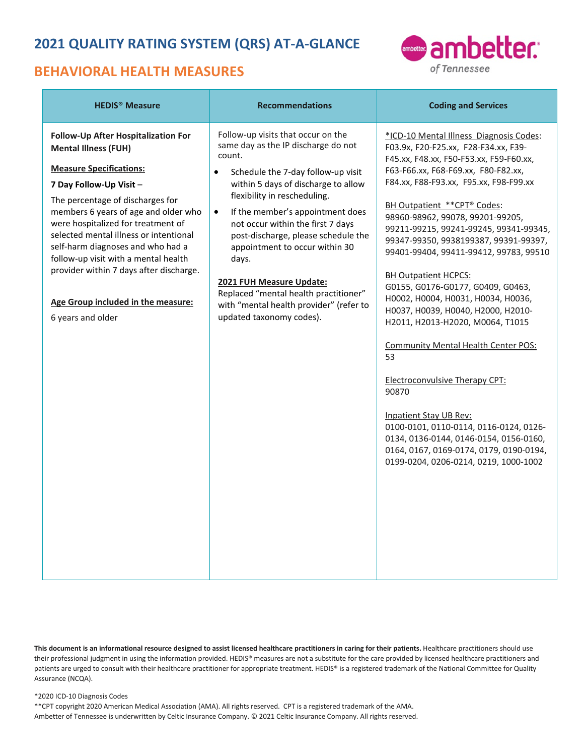# 2021 QUALITY RATING SYSTEM (QRS) AT-A-GLANCE

## BEHAVIORAL HEALTH MEASURES

| HEDIS® Measure | Recommendations | Coding and Services |
|---|---|---|
| **Follow-Up After Hospitalization For Mental Illness (FUH)**<br><br>**Measure Specifications:**<br><br>**7 Day Follow-Up Visit** –<br>The percentage of discharges for members 6 years of age and older who were hospitalized for treatment of selected mental illness or intentional self-harm diagnoses and who had a follow-up visit with a mental health provider within 7 days after discharge.<br><br>**Age Group included in the measure:**<br>6 years and older | Follow-up visits that occur on the same day as the IP discharge do not count.<br>• Schedule the 7-day follow-up visit within 5 days of discharge to allow flexibility in rescheduling.<br>• If the member's appointment does not occur within the first 7 days post-discharge, please schedule the appointment to occur within 30 days.<br><br>**2021 FUH Measure Update:**<br>Replaced "mental health practitioner" with "mental health provider" (refer to updated taxonomy codes). | *ICD-10 Mental Illness Diagnosis Codes: F03.9x, F20-F25.xx, F28-F34.xx, F39-F45.xx, F48.xx, F50-F53.xx, F59-F60.xx, F63-F66.xx, F68-F69.xx, F80-F82.xx, F84.xx, F88-F93.xx, F95.xx, F98-F99.xx<br><br>BH Outpatient **CPT® Codes: 98960-98962, 99078, 99201-99205, 99211-99215, 99241-99245, 99341-99345, 99347-99350, 9938199387, 99391-99397, 99401-99404, 99411-99412, 99783, 99510<br><br>BH Outpatient HCPCS: G0155, G0176-G0177, G0409, G0463, H0002, H0004, H0031, H0034, H0036, H0037, H0039, H0040, H2000, H2010-H2011, H2013-H2020, M0064, T1015<br><br>Community Mental Health Center POS: 53<br><br>Electroconvulsive Therapy CPT: 90870<br><br>Inpatient Stay UB Rev: 0100-0101, 0110-0114, 0116-0124, 0126-0134, 0136-0144, 0146-0154, 0156-0160, 0164, 0167, 0169-0174, 0179, 0190-0194, 0199-0204, 0206-0214, 0219, 1000-1002 |

**This document is an informational resource designed to assist licensed healthcare practitioners in caring for their patients.** Healthcare practitioners should use their professional judgment in using the information provided. HEDIS® measures are not a substitute for the care provided by licensed healthcare practitioners and patients are urged to consult with their healthcare practitioner for appropriate treatment. HEDIS® is a registered trademark of the National Committee for Quality Assurance (NCQA).

*2020 ICD-10 Diagnosis Codes
**CPT copyright 2020 American Medical Association (AMA). All rights reserved. CPT is a registered trademark of the AMA.
Ambetter of Tennessee is underwritten by Celtic Insurance Company. © 2021 Celtic Insurance Company. All rights reserved.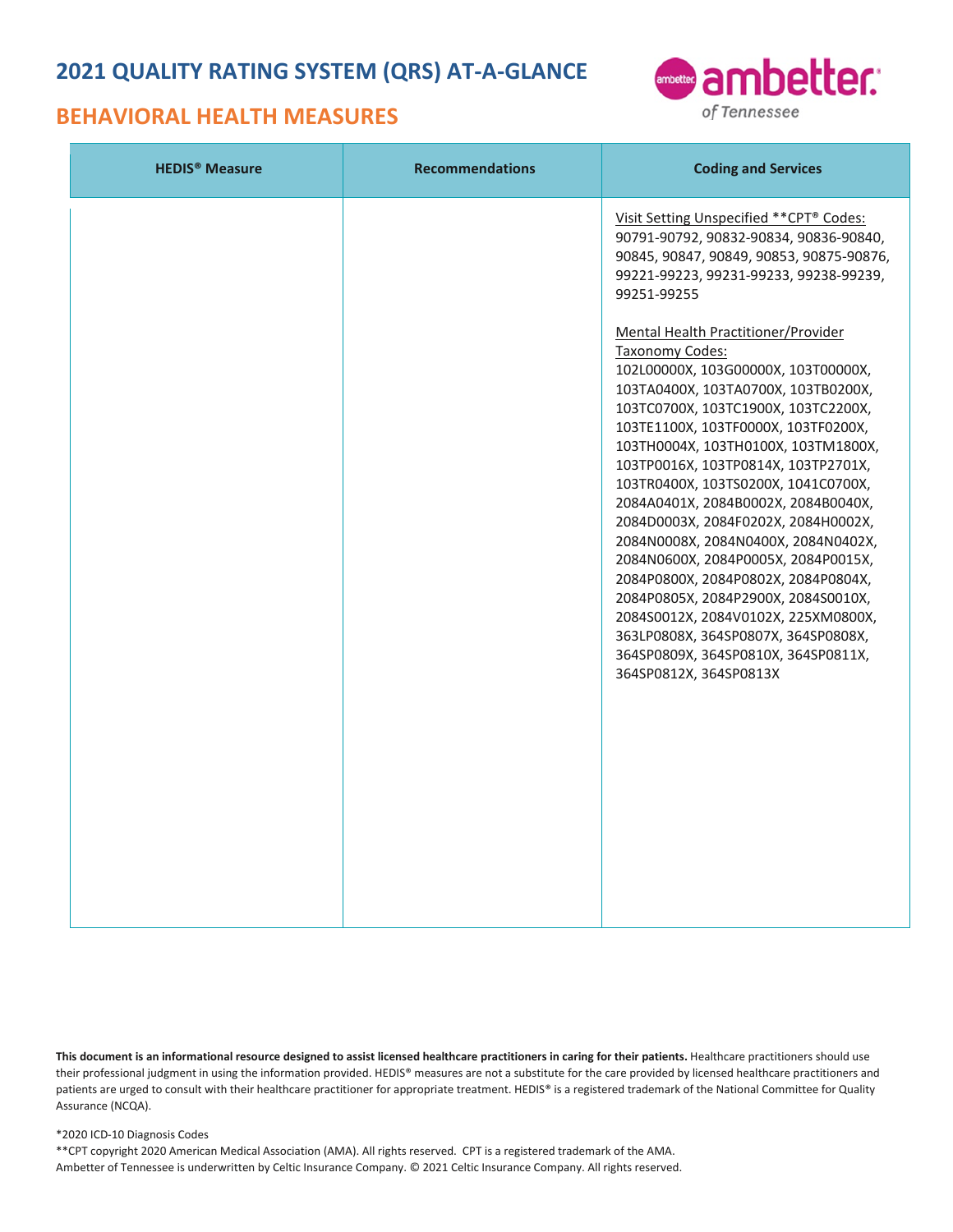# 2021 QUALITY RATING SYSTEM (QRS) AT-A-GLANCE

## BEHAVIORAL HEALTH MEASURES

| HEDIS® Measure | Recommendations | Coding and Services |
|---|---|---|
| | | Visit Setting Unspecified **CPT® Codes:<br>90791-90792, 90832-90834, 90836-90840, 90845, 90847, 90849, 90853, 90875-90876, 99221-99223, 99231-99233, 99238-99239, 99251-99255<br><br>Mental Health Practitioner/Provider Taxonomy Codes:<br>102L00000X, 103G00000X, 103T00000X, 103TA0400X, 103TA0700X, 103TB0200X, 103TC0700X, 103TC1900X, 103TC2200X, 103TE1100X, 103TF0000X, 103TF0200X, 103TH0004X, 103TH0100X, 103TM1800X, 103TP0016X, 103TP0814X, 103TP2701X, 103TR0400X, 103TS0200X, 1041C0700X, 2084A0401X, 2084B0002X, 2084B0040X, 2084D0003X, 2084F0202X, 2084H0002X, 2084N0008X, 2084N0400X, 2084N0402X, 2084N0600X, 2084P0005X, 2084P0015X, 2084P0800X, 2084P0802X, 2084P0804X, 2084P0805X, 2084P2900X, 2084S0010X, 2084S0012X, 2084V0102X, 225XM0800X, 363LP0808X, 364SP0807X, 364SP0808X, 364SP0809X, 364SP0810X, 364SP0811X, 364SP0812X, 364SP0813X |

**This document is an informational resource designed to assist licensed healthcare practitioners in caring for their patients.** Healthcare practitioners should use their professional judgment in using the information provided. HEDIS® measures are not a substitute for the care provided by licensed healthcare practitioners and patients are urged to consult with their healthcare practitioner for appropriate treatment. HEDIS® is a registered trademark of the National Committee for Quality Assurance (NCQA).

*2020 ICD-10 Diagnosis Codes
**CPT copyright 2020 American Medical Association (AMA). All rights reserved. CPT is a registered trademark of the AMA.
Ambetter of Tennessee is underwritten by Celtic Insurance Company. © 2021 Celtic Insurance Company. All rights reserved.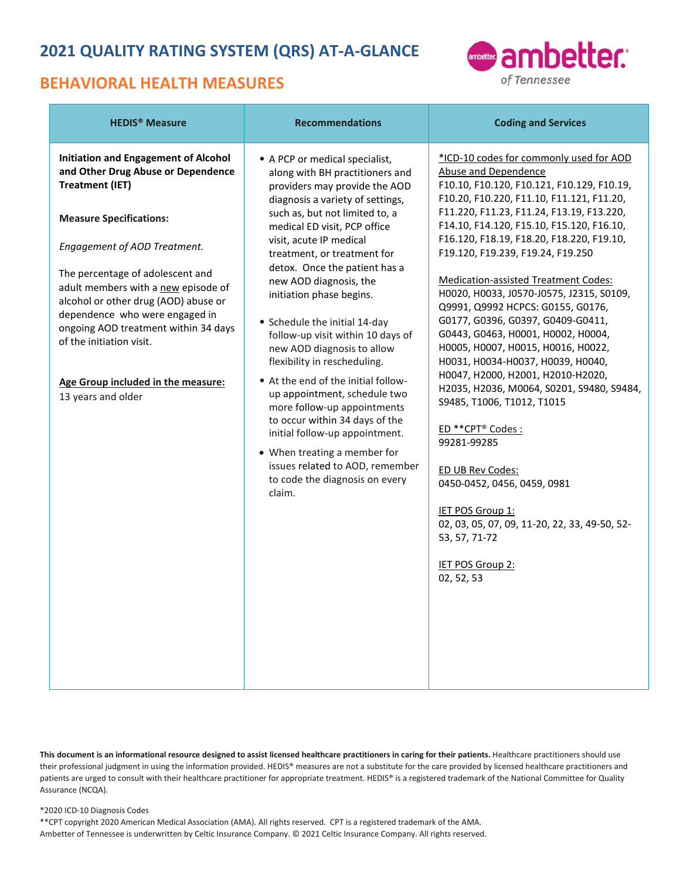# 2021 QUALITY RATING SYSTEM (QRS) AT-A-GLANCE

## BEHAVIORAL HEALTH MEASURES

| HEDIS® Measure | Recommendations | Coding and Services |
|---|---|---|
| **Initiation and Engagement of Alcohol and Other Drug Abuse or Dependence Treatment (IET)**<br><br>**Measure Specifications:**<br><br>*Engagement of AOD Treatment.*<br><br>The percentage of adolescent and adult members with a new episode of alcohol or other drug (AOD) abuse or dependence who were engaged in ongoing AOD treatment within 34 days of the initiation visit.<br><br>Age Group included in the measure:<br>13 years and older | • A PCP or medical specialist, along with BH practitioners and providers may provide the AOD diagnosis a variety of settings, such as, but not limited to, a medical ED visit, PCP office visit, acute IP medical treatment, or treatment for detox. Once the patient has a new AOD diagnosis, the initiation phase begins.<br><br>• Schedule the initial 14-day follow-up visit within 10 days of new AOD diagnosis to allow flexibility in rescheduling.<br><br>• At the end of the initial follow-up appointment, schedule two more follow-up appointments to occur within 34 days of the initial follow-up appointment.<br><br>• When treating a member for issues related to AOD, remember to code the diagnosis on every claim. | *ICD-10 codes for commonly used for AOD Abuse and Dependence<br>F10.10, F10.120, F10.121, F10.129, F10.19, F10.20, F10.220, F11.10, F11.121, F11.20, F11.220, F11.23, F11.24, F13.19, F13.220, F14.10, F14.120, F15.10, F15.120, F16.10, F16.120, F18.19, F18.20, F18.220, F19.10, F19.120, F19.239, F19.24, F19.250<br><br>Medication-assisted Treatment Codes:<br>H0020, H0033, J0570-J0575, J2315, S0109, Q9991, Q9992 HCPCS: G0155, G0176, G0177, G0396, G0397, G0409-G0411, G0443, G0463, H0001, H0002, H0004, H0005, H0007, H0015, H0016, H0022, H0031, H0034-H0037, H0039, H0040, H0047, H2000, H2001, H2010-H2020, H2035, H2036, M0064, S0201, S9480, S9484, S9485, T1006, T1012, T1015<br><br>ED **CPT® Codes :<br>99281-99285<br><br>ED UB Rev Codes:<br>0450-0452, 0456, 0459, 0981<br><br>IET POS Group 1:<br>02, 03, 05, 07, 09, 11-20, 22, 33, 49-50, 52-53, 57, 71-72<br><br>IET POS Group 2:<br>02, 52, 53 |

**This document is an informational resource designed to assist licensed healthcare practitioners in caring for their patients.** Healthcare practitioners should use their professional judgment in using the information provided. HEDIS® measures are not a substitute for the care provided by licensed healthcare practitioners and patients are urged to consult with their healthcare practitioner for appropriate treatment. HEDIS® is a registered trademark of the National Committee for Quality Assurance (NCQA).

*2020 ICD-10 Diagnosis Codes
**CPT copyright 2020 American Medical Association (AMA). All rights reserved. CPT is a registered trademark of the AMA.
Ambetter of Tennessee is underwritten by Celtic Insurance Company. © 2021 Celtic Insurance Company. All rights reserved.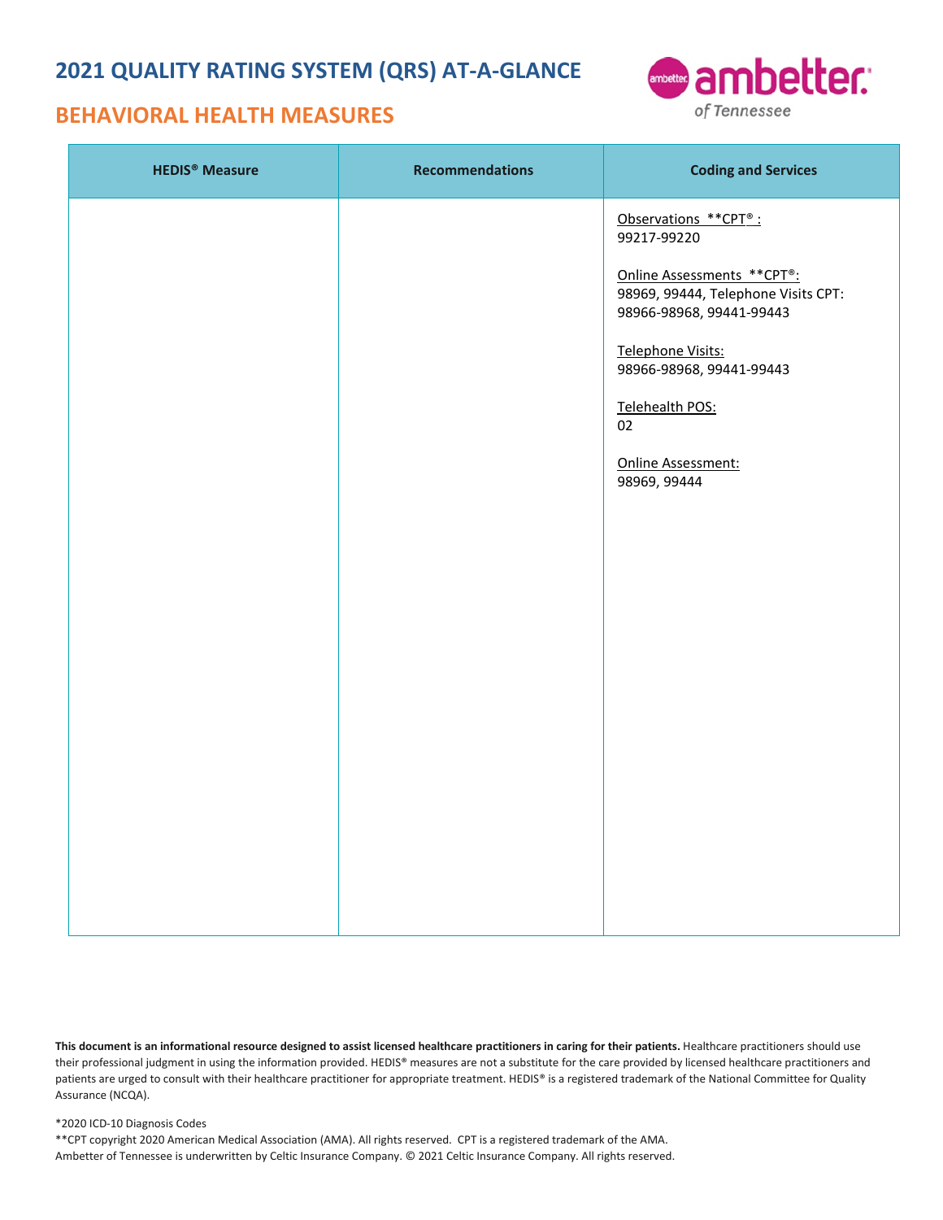# 2021 QUALITY RATING SYSTEM (QRS) AT-A-GLANCE

## BEHAVIORAL HEALTH MEASURES

| HEDIS® Measure | Recommendations | Coding and Services |
|---|---|---|
| | | Observations **CPT®: 99217-99220<br><br>Online Assessments **CPT®: 98969, 99444, Telephone Visits CPT: 98966-98968, 99441-99443<br><br>Telephone Visits: 98966-98968, 99441-99443<br><br>Telehealth POS: 02<br><br>Online Assessment: 98969, 99444 |

**This document is an informational resource designed to assist licensed healthcare practitioners in caring for their patients.** Healthcare practitioners should use their professional judgment in using the information provided. HEDIS® measures are not a substitute for the care provided by licensed healthcare practitioners and patients are urged to consult with their healthcare practitioner for appropriate treatment. HEDIS® is a registered trademark of the National Committee for Quality Assurance (NCQA).

*2020 ICD-10 Diagnosis Codes
**CPT copyright 2020 American Medical Association (AMA). All rights reserved. CPT is a registered trademark of the AMA.
Ambetter of Tennessee is underwritten by Celtic Insurance Company. © 2021 Celtic Insurance Company. All rights reserved.